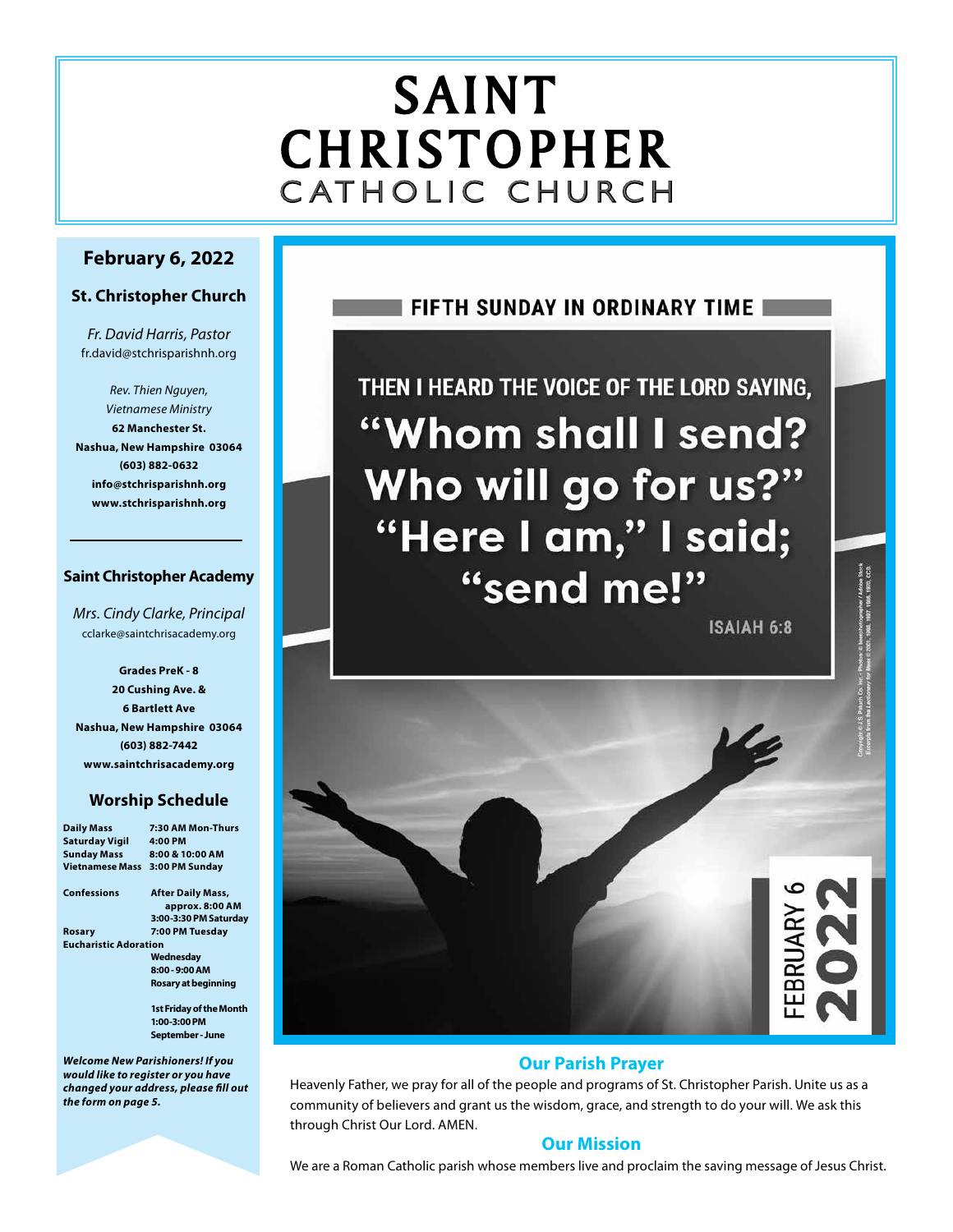# SAINT CHRISTOPHER
## CATHOLIC CHURCH

**February 6, 2022**

### St. Christopher Church

*Fr. David Harris, Pastor*
fr.david@stchrisparishnh.org

*Rev. Thien Nguyen, Vietnamese Ministry*
**62 Manchester St.**
**Nashua, New Hampshire 03064**
**(603) 882-0632**
**info@stchrisparishnh.org**
**www.stchrisparishnh.org**

### Saint Christopher Academy

*Mrs. Cindy Clarke, Principal*
cclarke@saintchrisacademy.org

**Grades PreK - 8**
**20 Cushing Ave. &**
**6 Bartlett Ave**
**Nashua, New Hampshire 03064**
**(603) 882-7442**
**www.saintchrisacademy.org**

### Worship Schedule

| | |
|---|---|
| **Daily Mass** | **7:30 AM Mon-Thurs** |
| **Saturday Vigil** | **4:00 PM** |
| **Sunday Mass** | **8:00 & 10:00 AM** |
| **Vietnamese Mass** | **3:00 PM Sunday** |
| **Confessions** | **After Daily Mass, approx. 8:00 AM** |
| | **3:00-3:30 PM Saturday** |
| **Rosary** | **7:00 PM Tuesday** |
| **Eucharistic Adoration** | **Wednesday 8:00 - 9:00 AM Rosary at beginning** |
| | **1st Friday of the Month 1:00-3:00 PM September - June** |

***Welcome New Parishioners! If you would like to register or you have changed your address, please fill out the form on page 5.***

FIFTH SUNDAY IN ORDINARY TIME

THEN I HEARD THE VOICE OF THE LORD SAYING, "Whom shall I send? Who will go for us?" "Here I am," I said; "send me!"

ISAIAH 6:8

FEBRUARY 6 2022

### Our Parish Prayer

Heavenly Father, we pray for all of the people and programs of St. Christopher Parish. Unite us as a community of believers and grant us the wisdom, grace, and strength to do your will. We ask this through Christ Our Lord. AMEN.

### Our Mission

We are a Roman Catholic parish whose members live and proclaim the saving message of Jesus Christ.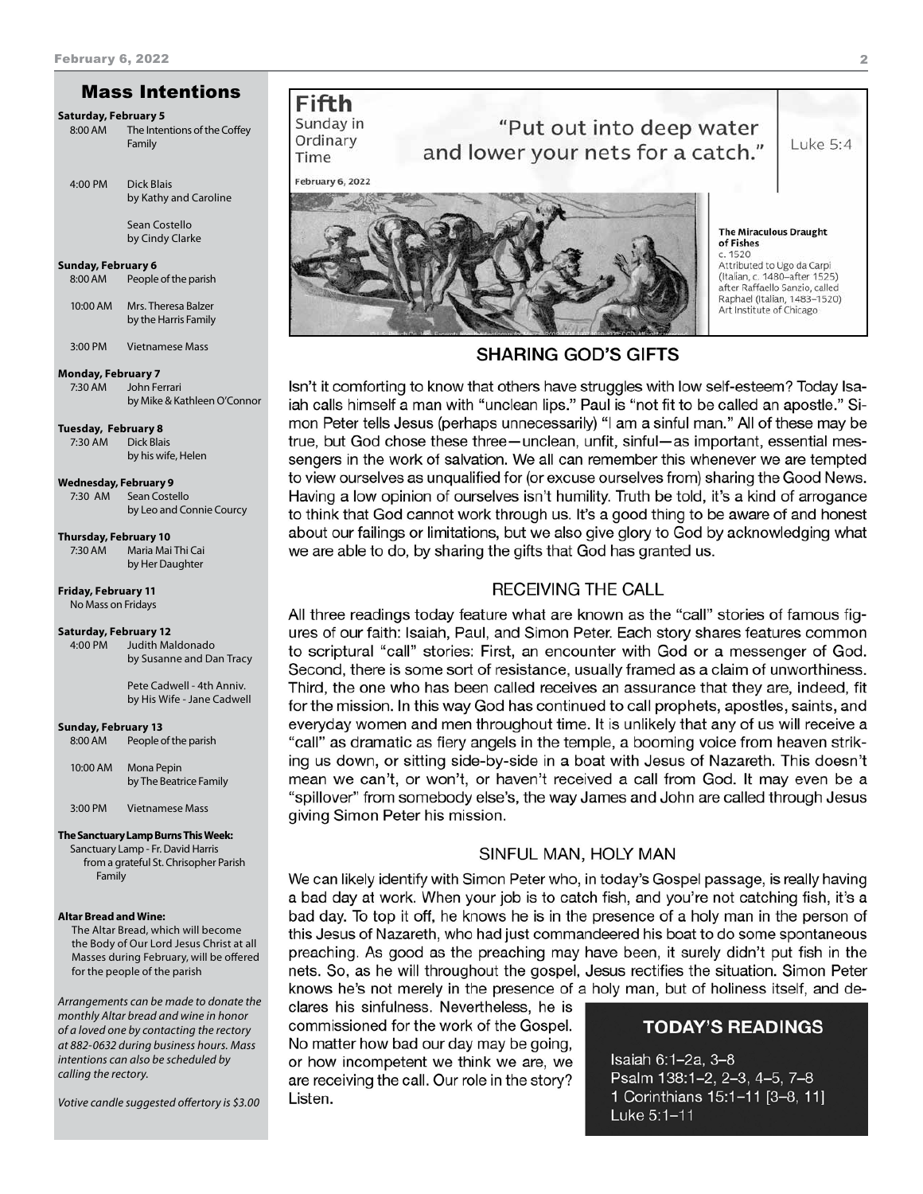## Mass Intentions

**Saturday, February 5**

8:00 AM The Intentions of the Coffey Family

4:00 PM Dick Blais by Kathy and Caroline

Sean Costello by Cindy Clarke

**Sunday, February 6**

8:00 AM People of the parish

10:00 AM Mrs. Theresa Balzer by the Harris Family

3:00 PM Vietnamese Mass

**Monday, February 7**

7:30 AM John Ferrari by Mike & Kathleen O'Connor

**Tuesday, February 8**

7:30 AM Dick Blais by his wife, Helen

**Wednesday, February 9**

7:30 AM Sean Costello by Leo and Connie Courcy

**Thursday, February 10**

7:30 AM Maria Mai Thi Cai by Her Daughter

**Friday, February 11**

No Mass on Fridays

**Saturday, February 12**

4:00 PM Judith Maldonado by Susanne and Dan Tracy

Pete Cadwell - 4th Anniv. by His Wife - Jane Cadwell

**Sunday, February 13**

8:00 AM People of the parish

10:00 AM Mona Pepin by The Beatrice Family

3:00 PM Vietnamese Mass

**The Sanctuary Lamp Burns This Week:**

Sanctuary Lamp - Fr. David Harris from a grateful St. Chrisopher Parish Family

**Altar Bread and Wine:**

The Altar Bread, which will become the Body of Our Lord Jesus Christ at all Masses during February, will be offered for the people of the parish

*Arrangements can be made to donate the monthly Altar bread and wine in honor of a loved one by contacting the rectory at 882-0632 during business hours. Mass intentions can also be scheduled by calling the rectory.*

*Votive candle suggested offertory is $3.00*

# Fifth Sunday in Ordinary Time

February 6, 2022

"Put out into deep water and lower your nets for a catch." Luke 5:4

**The Miraculous Draught of Fishes**
c. 1520
Attributed to Ugo da Carpi (Italian, c. 1480–after 1525) after Raffaello Sanzio, called Raphael (Italian, 1483–1520)
Art Institute of Chicago

## SHARING GOD'S GIFTS

Isn't it comforting to know that others have struggles with low self-esteem? Today Isaiah calls himself a man with "unclean lips." Paul is "not fit to be called an apostle." Simon Peter tells Jesus (perhaps unnecessarily) "I am a sinful man." All of these may be true, but God chose these three—unclean, unfit, sinful—as important, essential messengers in the work of salvation. We all can remember this whenever we are tempted to view ourselves as unqualified for (or excuse ourselves from) sharing the Good News. Having a low opinion of ourselves isn't humility. Truth be told, it's a kind of arrogance to think that God cannot work through us. It's a good thing to be aware of and honest about our failings or limitations, but we also give glory to God by acknowledging what we are able to do, by sharing the gifts that God has granted us.

## RECEIVING THE CALL

All three readings today feature what are known as the "call" stories of famous figures of our faith: Isaiah, Paul, and Simon Peter. Each story shares features common to scriptural "call" stories: First, an encounter with God or a messenger of God. Second, there is some sort of resistance, usually framed as a claim of unworthiness. Third, the one who has been called receives an assurance that they are, indeed, fit for the mission. In this way God has continued to call prophets, apostles, saints, and everyday women and men throughout time. It is unlikely that any of us will receive a "call" as dramatic as fiery angels in the temple, a booming voice from heaven striking us down, or sitting side-by-side in a boat with Jesus of Nazareth. This doesn't mean we can't, or won't, or haven't received a call from God. It may even be a "spillover" from somebody else's, the way James and John are called through Jesus giving Simon Peter his mission.

## SINFUL MAN, HOLY MAN

We can likely identify with Simon Peter who, in today's Gospel passage, is really having a bad day at work. When your job is to catch fish, and you're not catching fish, it's a bad day. To top it off, he knows he is in the presence of a holy man in the person of this Jesus of Nazareth, who had just commandeered his boat to do some spontaneous preaching. As good as the preaching may have been, it surely didn't put fish in the nets. So, as he will throughout the gospel, Jesus rectifies the situation. Simon Peter knows he's not merely in the presence of a holy man, but of holiness itself, and declares his sinfulness. Nevertheless, he is commissioned for the work of the Gospel. No matter how bad our day may be going, or how incompetent we think we are, we are receiving the call. Our role in the story? Listen.

## TODAY'S READINGS

Isaiah 6:1–2a, 3–8
Psalm 138:1–2, 2–3, 4–5, 7–8
1 Corinthians 15:1–11 [3–8, 11]
Luke 5:1–11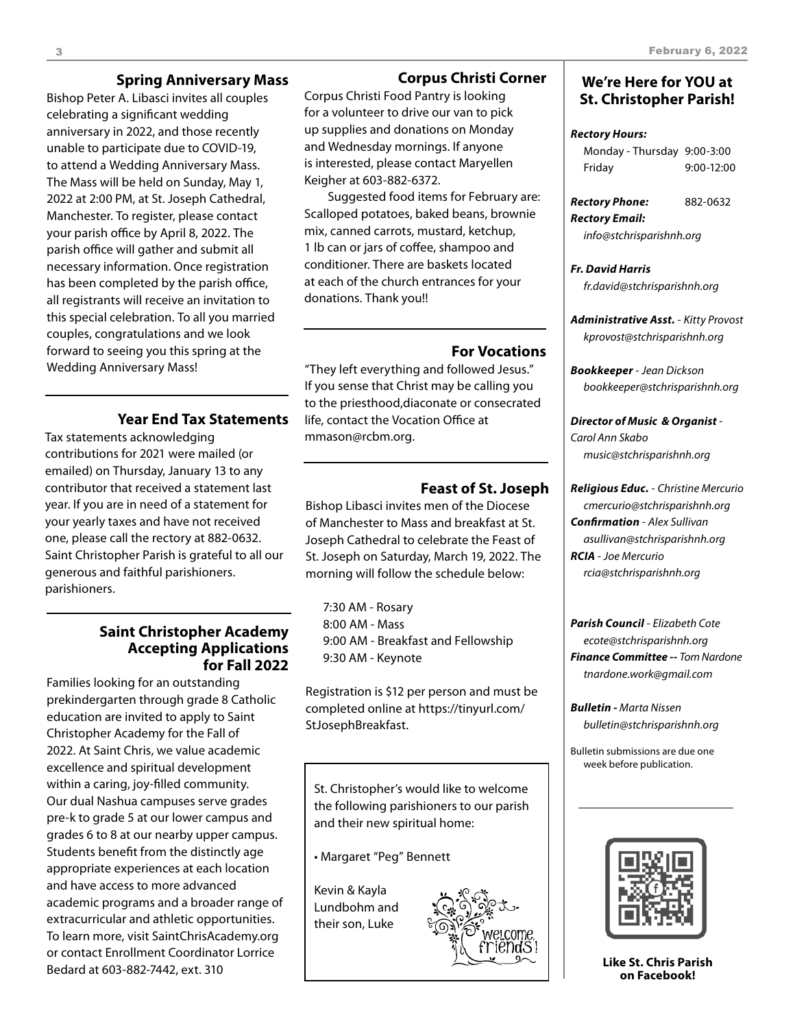## Spring Anniversary Mass

Bishop Peter A. Libasci invites all couples celebrating a significant wedding anniversary in 2022, and those recently unable to participate due to COVID-19, to attend a Wedding Anniversary Mass. The Mass will be held on Sunday, May 1, 2022 at 2:00 PM, at St. Joseph Cathedral, Manchester. To register, please contact your parish office by April 8, 2022. The parish office will gather and submit all necessary information. Once registration has been completed by the parish office, all registrants will receive an invitation to this special celebration. To all you married couples, congratulations and we look forward to seeing you this spring at the Wedding Anniversary Mass!

## Year End Tax Statements

Tax statements acknowledging contributions for 2021 were mailed (or emailed) on Thursday, January 13 to any contributor that received a statement last year. If you are in need of a statement for your yearly taxes and have not received one, please call the rectory at 882-0632. Saint Christopher Parish is grateful to all our generous and faithful parishioners. parishioners.

## Saint Christopher Academy Accepting Applications for Fall 2022

Families looking for an outstanding prekindergarten through grade 8 Catholic education are invited to apply to Saint Christopher Academy for the Fall of 2022. At Saint Chris, we value academic excellence and spiritual development within a caring, joy-filled community. Our dual Nashua campuses serve grades pre-k to grade 5 at our lower campus and grades 6 to 8 at our nearby upper campus. Students benefit from the distinctly age appropriate experiences at each location and have access to more advanced academic programs and a broader range of extracurricular and athletic opportunities. To learn more, visit SaintChrisAcademy.org or contact Enrollment Coordinator Lorrice Bedard at 603-882-7442, ext. 310

## Corpus Christi Corner

Corpus Christi Food Pantry is looking for a volunteer to drive our van to pick up supplies and donations on Monday and Wednesday mornings. If anyone is interested, please contact Maryellen Keigher at 603-882-6372.

Suggested food items for February are: Scalloped potatoes, baked beans, brownie mix, canned carrots, mustard, ketchup, 1 lb can or jars of coffee, shampoo and conditioner. There are baskets located at each of the church entrances for your donations. Thank you!!

## For Vocations

"They left everything and followed Jesus." If you sense that Christ may be calling you to the priesthood,diaconate or consecrated life, contact the Vocation Office at mmason@rcbm.org.

## Feast of St. Joseph

Bishop Libasci invites men of the Diocese of Manchester to Mass and breakfast at St. Joseph Cathedral to celebrate the Feast of St. Joseph on Saturday, March 19, 2022. The morning will follow the schedule below:

7:30 AM - Rosary
8:00 AM - Mass
9:00 AM - Breakfast and Fellowship
9:30 AM - Keynote

Registration is $12 per person and must be completed online at https://tinyurl.com/StJosephBreakfast.

St. Christopher's would like to welcome the following parishioners to our parish and their new spiritual home:

- Margaret "Peg" Bennett

Kevin & Kayla Lundbohm and their son, Luke

## We're Here for YOU at St. Christopher Parish!

***Rectory Hours:***
Monday - Thursday 9:00-3:00
Friday 9:00-12:00

***Rectory Phone:*** 882-0632
***Rectory Email:***
*info@stchrisparishnh.org*

***Fr. David Harris***
*fr.david@stchrisparishnh.org*

***Administrative Asst.*** *- Kitty Provost*
*kprovost@stchrisparishnh.org*

***Bookkeeper*** *- Jean Dickson*
*bookkeeper@stchrisparishnh.org*

***Director of Music & Organist*** *- Carol Ann Skabo*
*music@stchrisparishnh.org*

***Religious Educ.*** *- Christine Mercurio*
*cmercurio@stchrisparishnh.org*
***Confirmation*** *- Alex Sullivan*
*asullivan@stchrisparishnh.org*
***RCIA*** *- Joe Mercurio*
*rcia@stchrisparishnh.org*

***Parish Council*** *- Elizabeth Cote*
*ecote@stchrisparishnh.org*
***Finance Committee --*** *Tom Nardone*
*tnardone.work@gmail.com*

***Bulletin -*** *Marta Nissen*
*bulletin@stchrisparishnh.org*

Bulletin submissions are due one week before publication.

**Like St. Chris Parish on Facebook!**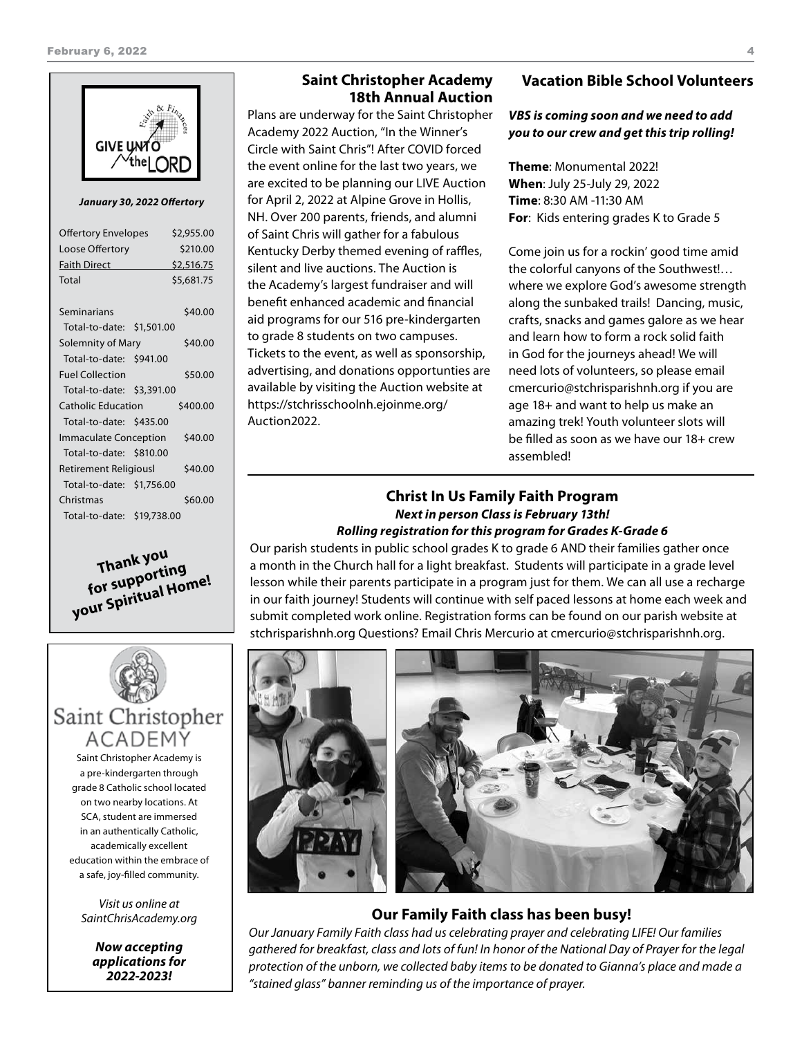GIVE UNTO the LORD

Faith & Finances

***January 30, 2022 Offertory***

| | |
|---|---|
| Offertory Envelopes | $2,955.00 |
| Loose Offertory | $210.00 |
| Faith Direct | $2,516.75 |
| Total | $5,681.75 |

| | |
|---|---|
| Seminarians | $40.00 |
| Total-to-date: $1,501.00 | |
| Solemnity of Mary | $40.00 |
| Total-to-date: $941.00 | |
| Fuel Collection | $50.00 |
| Total-to-date: $3,391.00 | |
| Catholic Education | $400.00 |
| Total-to-date: $435.00 | |
| Immaculate Conception | $40.00 |
| Total-to-date: $810.00 | |
| Retirement Religiousl | $40.00 |
| Total-to-date: $1,756.00 | |
| Christmas | $60.00 |
| Total-to-date: $19,738.00 | |

**Thank you for supporting your Spiritual Home!**

## Saint Christopher ACADEMY

Saint Christopher Academy is a pre-kindergarten through grade 8 Catholic school located on two nearby locations. At SCA, student are immersed in an authentically Catholic, academically excellent education within the embrace of a safe, joy-filled community.

*Visit us online at SaintChrisAcademy.org*

***Now accepting applications for 2022-2023!***

## Saint Christopher Academy 18th Annual Auction

Plans are underway for the Saint Christopher Academy 2022 Auction, "In the Winner's Circle with Saint Chris"! After COVID forced the event online for the last two years, we are excited to be planning our LIVE Auction for April 2, 2022 at Alpine Grove in Hollis, NH. Over 200 parents, friends, and alumni of Saint Chris will gather for a fabulous Kentucky Derby themed evening of raffles, silent and live auctions. The Auction is the Academy's largest fundraiser and will benefit enhanced academic and financial aid programs for our 516 pre-kindergarten to grade 8 students on two campuses. Tickets to the event, as well as sponsorship, advertising, and donations opportunties are available by visiting the Auction website at https://stchrisschoolnh.ejoinme.org/Auction2022.

## Vacation Bible School Volunteers

***VBS is coming soon and we need to add you to our crew and get this trip rolling!***

**Theme**: Monumental 2022!
**When**: July 25-July 29, 2022
**Time**: 8:30 AM -11:30 AM
**For**: Kids entering grades K to Grade 5

Come join us for a rockin' good time amid the colorful canyons of the Southwest!… where we explore God's awesome strength along the sunbaked trails! Dancing, music, crafts, snacks and games galore as we hear and learn how to form a rock solid faith in God for the journeys ahead! We will need lots of volunteers, so please email cmercurio@stchrisparishnh.org if you are age 18+ and want to help us make an amazing trek! Youth volunteer slots will be filled as soon as we have our 18+ crew assembled!

## Christ In Us Family Faith Program

***Next in person Class is February 13th!***
***Rolling registration for this program for Grades K-Grade 6***

Our parish students in public school grades K to grade 6 AND their families gather once a month in the Church hall for a light breakfast. Students will participate in a grade level lesson while their parents participate in a program just for them. We can all use a recharge in our faith journey! Students will continue with self paced lessons at home each week and submit completed work online. Registration forms can be found on our parish website at stchrisparishnh.org Questions? Email Chris Mercurio at cmercurio@stchrisparishnh.org.

## Our Family Faith class has been busy!

*Our January Family Faith class had us celebrating prayer and celebrating LIFE! Our families gathered for breakfast, class and lots of fun! In honor of the National Day of Prayer for the legal protection of the unborn, we collected baby items to be donated to Gianna's place and made a "stained glass" banner reminding us of the importance of prayer.*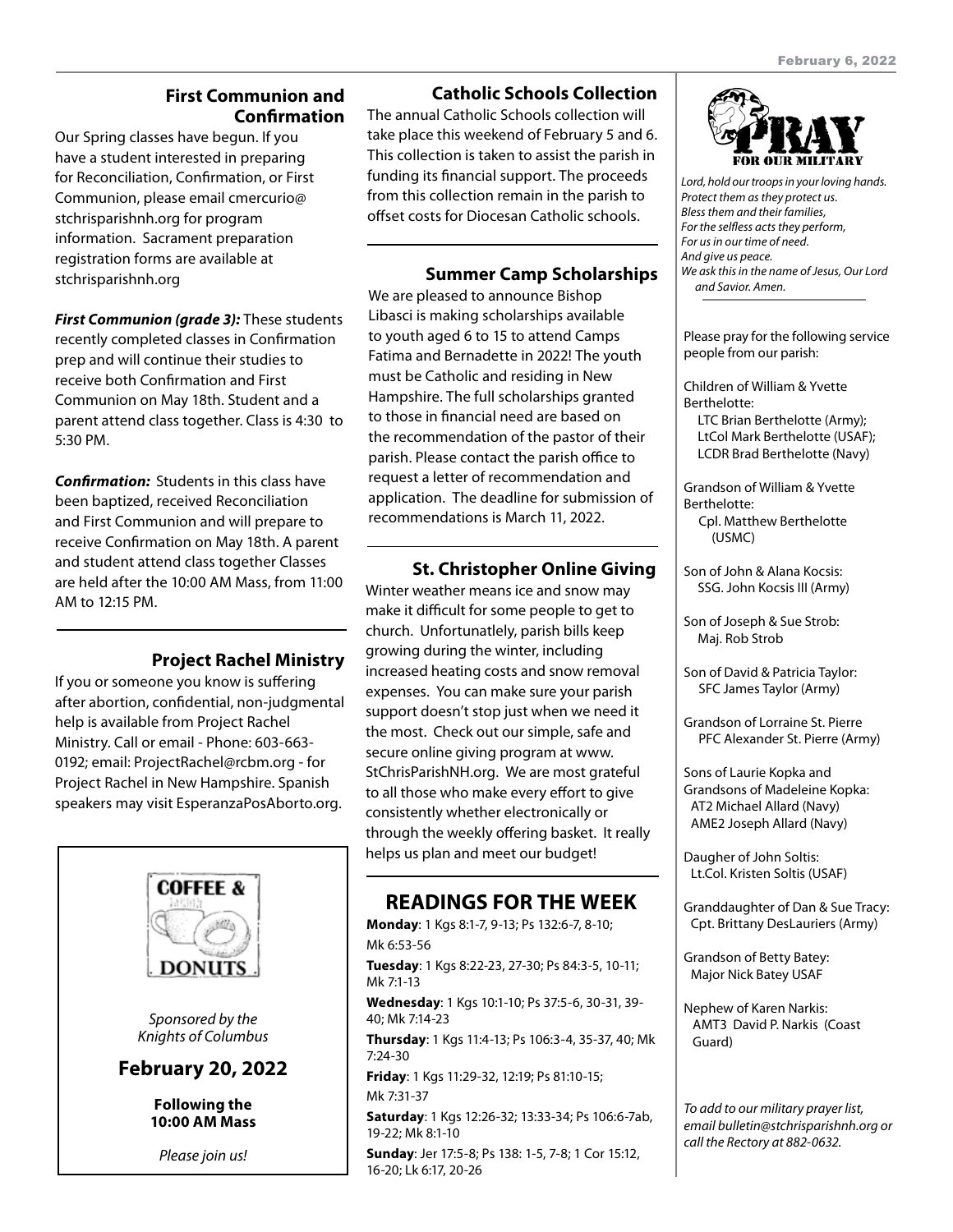## First Communion and Confirmation

Our Spring classes have begun. If you have a student interested in preparing for Reconciliation, Confirmation, or First Communion, please email cmercurio@stchrisparishnh.org for program information. Sacrament preparation registration forms are available at stchrisparishnh.org

***First Communion (grade 3):*** These students recently completed classes in Confirmation prep and will continue their studies to receive both Confirmation and First Communion on May 18th. Student and a parent attend class together. Class is 4:30 to 5:30 PM.

***Confirmation:*** Students in this class have been baptized, received Reconciliation and First Communion and will prepare to receive Confirmation on May 18th. A parent and student attend class together Classes are held after the 10:00 AM Mass, from 11:00 AM to 12:15 PM.

## Project Rachel Ministry

If you or someone you know is suffering after abortion, confidential, non-judgmental help is available from Project Rachel Ministry. Call or email - Phone: 603-663-0192; email: ProjectRachel@rcbm.org - for Project Rachel in New Hampshire. Spanish speakers may visit EsperanzaPosAborto.org.

COFFEE & DONUTS

*Sponsored by the Knights of Columbus*

**February 20, 2022**

**Following the 10:00 AM Mass**

*Please join us!*

## Catholic Schools Collection

The annual Catholic Schools collection will take place this weekend of February 5 and 6. This collection is taken to assist the parish in funding its financial support. The proceeds from this collection remain in the parish to offset costs for Diocesan Catholic schools.

## Summer Camp Scholarships

We are pleased to announce Bishop Libasci is making scholarships available to youth aged 6 to 15 to attend Camps Fatima and Bernadette in 2022! The youth must be Catholic and residing in New Hampshire. The full scholarships granted to those in financial need are based on the recommendation of the pastor of their parish. Please contact the parish office to request a letter of recommendation and application. The deadline for submission of recommendations is March 11, 2022.

## St. Christopher Online Giving

Winter weather means ice and snow may make it difficult for some people to get to church. Unfortunatlely, parish bills keep growing during the winter, including increased heating costs and snow removal expenses. You can make sure your parish support doesn't stop just when we need it the most. Check out our simple, safe and secure online giving program at www.StChrisParishNH.org. We are most grateful to all those who make every effort to give consistently whether electronically or through the weekly offering basket. It really helps us plan and meet our budget!

## READINGS FOR THE WEEK

**Monday**: 1 Kgs 8:1-7, 9-13; Ps 132:6-7, 8-10; Mk 6:53-56

**Tuesday**: 1 Kgs 8:22-23, 27-30; Ps 84:3-5, 10-11; Mk 7:1-13

**Wednesday**: 1 Kgs 10:1-10; Ps 37:5-6, 30-31, 39-40; Mk 7:14-23

**Thursday**: 1 Kgs 11:4-13; Ps 106:3-4, 35-37, 40; Mk 7:24-30

**Friday**: 1 Kgs 11:29-32, 12:19; Ps 81:10-15; Mk 7:31-37

**Saturday**: 1 Kgs 12:26-32; 13:33-34; Ps 106:6-7ab, 19-22; Mk 8:1-10

**Sunday**: Jer 17:5-8; Ps 138: 1-5, 7-8; 1 Cor 15:12, 16-20; Lk 6:17, 20-26

## PRAY FOR OUR MILITARY

*Lord, hold our troops in your loving hands.*
*Protect them as they protect us.*
*Bless them and their families,*
*For the selfless acts they perform,*
*For us in our time of need.*
*And give us peace.*
*We ask this in the name of Jesus, Our Lord and Savior. Amen.*

Please pray for the following service people from our parish:

Children of William & Yvette Berthelotte:
LTC Brian Berthelotte (Army);
LtCol Mark Berthelotte (USAF);
LCDR Brad Berthelotte (Navy)

Grandson of William & Yvette Berthelotte:
Cpl. Matthew Berthelotte (USMC)

Son of John & Alana Kocsis:
SSG. John Kocsis III (Army)

Son of Joseph & Sue Strob:
Maj. Rob Strob

Son of David & Patricia Taylor:
SFC James Taylor (Army)

Grandson of Lorraine St. Pierre
PFC Alexander St. Pierre (Army)

Sons of Laurie Kopka and Grandsons of Madeleine Kopka:
AT2 Michael Allard (Navy)
AME2 Joseph Allard (Navy)

Daugher of John Soltis:
Lt.Col. Kristen Soltis (USAF)

Granddaughter of Dan & Sue Tracy:
Cpt. Brittany DesLauriers (Army)

Grandson of Betty Batey:
Major Nick Batey USAF

Nephew of Karen Narkis:
AMT3 David P. Narkis (Coast Guard)

*To add to our military prayer list, email bulletin@stchrisparishnh.org or call the Rectory at 882-0632.*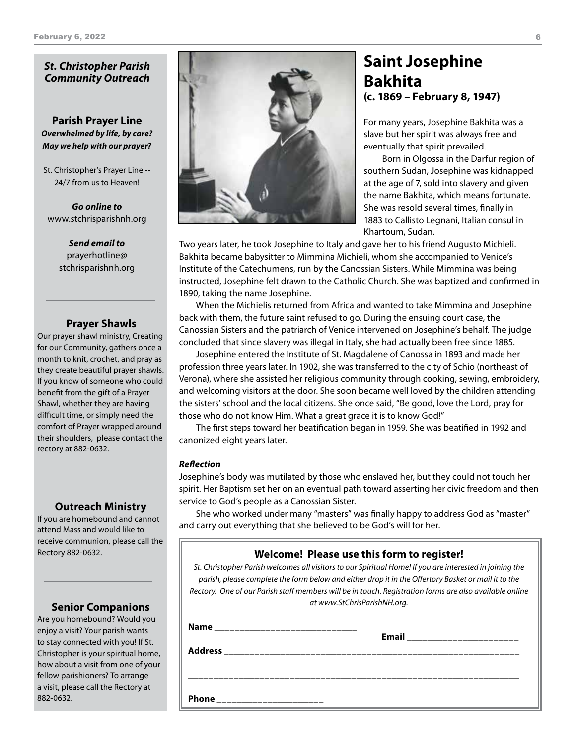### *St. Christopher Parish Community Outreach*

---

**Parish Prayer Line**

***Overwhelmed by life, by care? May we help with our prayer?***

St. Christopher's Prayer Line -- 24/7 from us to Heaven!

***Go online to***
www.stchrisparishnh.org

***Send email to***
prayerhotline@stchrisparishnh.org

---

**Prayer Shawls**

Our prayer shawl ministry, Creating for our Community, gathers once a month to knit, crochet, and pray as they create beautiful prayer shawls. If you know of someone who could benefit from the gift of a Prayer Shawl, whether they are having difficult time, or simply need the comfort of Prayer wrapped around their shoulders, please contact the rectory at 882-0632.

---

**Outreach Ministry**

If you are homebound and cannot attend Mass and would like to receive communion, please call the Rectory 882-0632.

---

**Senior Companions**

Are you homebound? Would you enjoy a visit? Your parish wants to stay connected with you! If St. Christopher is your spiritual home, how about a visit from one of your fellow parishioners? To arrange a visit, please call the Rectory at 882-0632.

# Saint Josephine Bakhita
## (c. 1869 – February 8, 1947)

For many years, Josephine Bakhita was a slave but her spirit was always free and eventually that spirit prevailed.

Born in Olgossa in the Darfur region of southern Sudan, Josephine was kidnapped at the age of 7, sold into slavery and given the name Bakhita, which means fortunate. She was resold several times, finally in 1883 to Callisto Legnani, Italian consul in Khartoum, Sudan.

Two years later, he took Josephine to Italy and gave her to his friend Augusto Michieli. Bakhita became babysitter to Mimmina Michieli, whom she accompanied to Venice's Institute of the Catechumens, run by the Canossian Sisters. While Mimmina was being instructed, Josephine felt drawn to the Catholic Church. She was baptized and confirmed in 1890, taking the name Josephine.

When the Michielis returned from Africa and wanted to take Mimmina and Josephine back with them, the future saint refused to go. During the ensuing court case, the Canossian Sisters and the patriarch of Venice intervened on Josephine's behalf. The judge concluded that since slavery was illegal in Italy, she had actually been free since 1885.

Josephine entered the Institute of St. Magdalene of Canossa in 1893 and made her profession three years later. In 1902, she was transferred to the city of Schio (northeast of Verona), where she assisted her religious community through cooking, sewing, embroidery, and welcoming visitors at the door. She soon became well loved by the children attending the sisters' school and the local citizens. She once said, "Be good, love the Lord, pray for those who do not know Him. What a great grace it is to know God!"

The first steps toward her beatification began in 1959. She was beatified in 1992 and canonized eight years later.

***Reflection***

Josephine's body was mutilated by those who enslaved her, but they could not touch her spirit. Her Baptism set her on an eventual path toward asserting her civic freedom and then service to God's people as a Canossian Sister.

She who worked under many "masters" was finally happy to address God as "master" and carry out everything that she believed to be God's will for her.

---

**Welcome! Please use this form to register!**

*St. Christopher Parish welcomes all visitors to our Spiritual Home! If you are interested in joining the parish, please complete the form below and either drop it in the Offertory Basket or mail it to the Rectory. One of our Parish staff members will be in touch. Registration forms are also available online at www.StChrisParishNH.org.*

**Name** ______________________________ **Email** ________________________

**Address** ______________________________________________________________

_______________________________________________________________________

**Phone** ______________________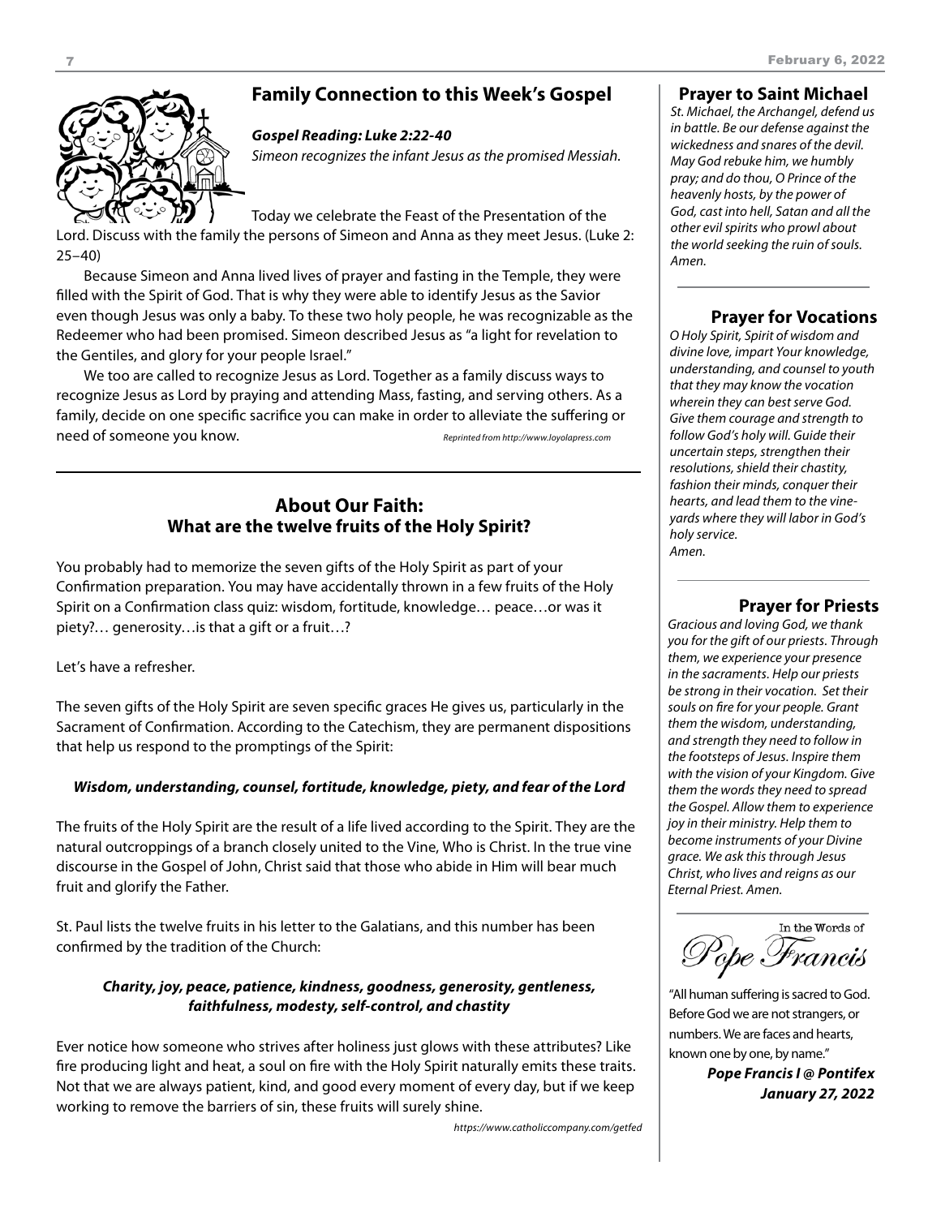## Family Connection to this Week's Gospel

***Gospel Reading: Luke 2:22-40***

*Simeon recognizes the infant Jesus as the promised Messiah.*

Today we celebrate the Feast of the Presentation of the Lord. Discuss with the family the persons of Simeon and Anna as they meet Jesus. (Luke 2: 25–40)

Because Simeon and Anna lived lives of prayer and fasting in the Temple, they were filled with the Spirit of God. That is why they were able to identify Jesus as the Savior even though Jesus was only a baby. To these two holy people, he was recognizable as the Redeemer who had been promised. Simeon described Jesus as "a light for revelation to the Gentiles, and glory for your people Israel."

We too are called to recognize Jesus as Lord. Together as a family discuss ways to recognize Jesus as Lord by praying and attending Mass, fasting, and serving others. As a family, decide on one specific sacrifice you can make in order to alleviate the suffering or need of someone you know.

*Reprinted from http://www.loyolapress.com*

## About Our Faith: What are the twelve fruits of the Holy Spirit?

You probably had to memorize the seven gifts of the Holy Spirit as part of your Confirmation preparation. You may have accidentally thrown in a few fruits of the Holy Spirit on a Confirmation class quiz: wisdom, fortitude, knowledge… peace…or was it piety?… generosity…is that a gift or a fruit…?

Let's have a refresher.

The seven gifts of the Holy Spirit are seven specific graces He gives us, particularly in the Sacrament of Confirmation. According to the Catechism, they are permanent dispositions that help us respond to the promptings of the Spirit:

***Wisdom, understanding, counsel, fortitude, knowledge, piety, and fear of the Lord***

The fruits of the Holy Spirit are the result of a life lived according to the Spirit. They are the natural outcroppings of a branch closely united to the Vine, Who is Christ. In the true vine discourse in the Gospel of John, Christ said that those who abide in Him will bear much fruit and glorify the Father.

St. Paul lists the twelve fruits in his letter to the Galatians, and this number has been confirmed by the tradition of the Church:

***Charity, joy, peace, patience, kindness, goodness, generosity, gentleness, faithfulness, modesty, self-control, and chastity***

Ever notice how someone who strives after holiness just glows with these attributes? Like fire producing light and heat, a soul on fire with the Holy Spirit naturally emits these traits. Not that we are always patient, kind, and good every moment of every day, but if we keep working to remove the barriers of sin, these fruits will surely shine.

*https://www.catholiccompany.com/getfed*

## Prayer to Saint Michael

*St. Michael, the Archangel, defend us in battle. Be our defense against the wickedness and snares of the devil. May God rebuke him, we humbly pray; and do thou, O Prince of the heavenly hosts, by the power of God, cast into hell, Satan and all the other evil spirits who prowl about the world seeking the ruin of souls. Amen.*

## Prayer for Vocations

*O Holy Spirit, Spirit of wisdom and divine love, impart Your knowledge, understanding, and counsel to youth that they may know the vocation wherein they can best serve God. Give them courage and strength to follow God's holy will. Guide their uncertain steps, strengthen their resolutions, shield their chastity, fashion their minds, conquer their hearts, and lead them to the vineyards where they will labor in God's holy service.*
*Amen.*

## Prayer for Priests

*Gracious and loving God, we thank you for the gift of our priests. Through them, we experience your presence in the sacraments. Help our priests be strong in their vocation. Set their souls on fire for your people. Grant them the wisdom, understanding, and strength they need to follow in the footsteps of Jesus. Inspire them with the vision of your Kingdom. Give them the words they need to spread the Gospel. Allow them to experience joy in their ministry. Help them to become instruments of your Divine grace. We ask this through Jesus Christ, who lives and reigns as our Eternal Priest. Amen.*

## In the Words of Pope Francis

"All human suffering is sacred to God. Before God we are not strangers, or numbers. We are faces and hearts, known one by one, by name."

***Pope Francis I @ Pontifex***
***January 27, 2022***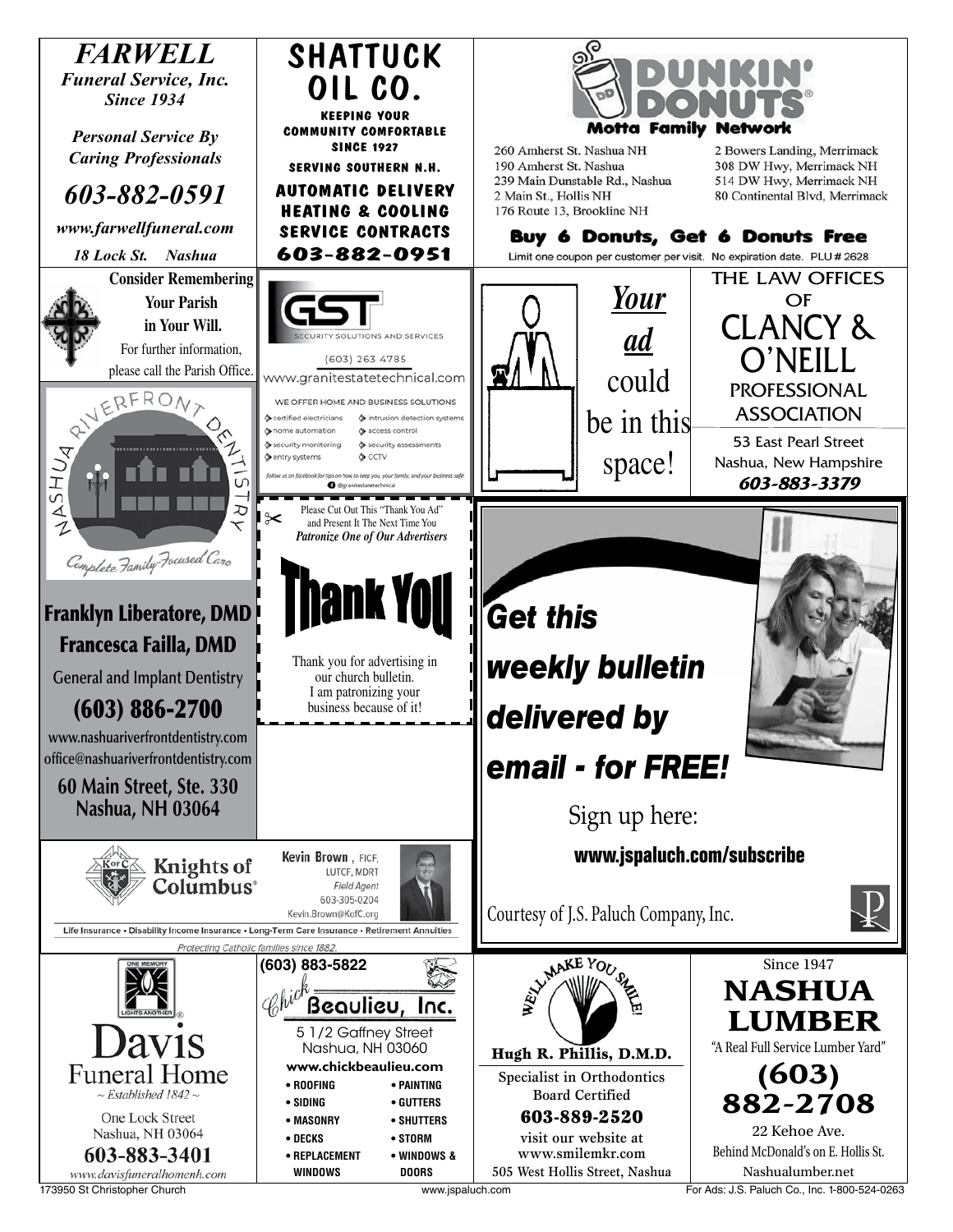## FARWELL

*Funeral Service, Inc.*
*Since 1934*

*Personal Service By Caring Professionals*

*603-882-0591*

*www.farwellfuneral.com*

*18 Lock St. Nashua*

## SHATTUCK OIL CO.

KEEPING YOUR COMMUNITY COMFORTABLE SINCE 1927

SERVING SOUTHERN N.H.

AUTOMATIC DELIVERY
HEATING & COOLING
SERVICE CONTRACTS

603-882-0951

## DUNKIN' DONUTS

**Motta Family Network**

260 Amherst St. Nashua NH
190 Amherst St. Nashua
239 Main Dunstable Rd., Nashua
2 Main St., Hollis NH
176 Route 13, Brookline NH

2 Bowers Landing, Merrimack
308 DW Hwy, Merrimack NH
514 DW Hwy, Merrimack NH
80 Continental Blvd, Merrimack

**Buy 6 Donuts, Get 6 Donuts Free**

Limit one coupon per customer per visit. No expiration date. PLU # 2628

**Consider Remembering Your Parish in Your Will.**

For further information, please call the Parish Office.

## GST

SECURITY SOLUTIONS AND SERVICES

(603) 263 4785

www.granitestatetechnical.com

WE OFFER HOME AND BUSINESS SOLUTIONS

- certified electricians
- intrusion detection systems
- home automation
- access control
- security monitoring
- security assessments
- entry systems
- CCTV

*follow us on facebook for tips on how to keep you, your family, and your business safe!* @granitestatetechnical

*Your ad* could be in this space!

THE LAW OFFICES OF
## CLANCY & O'NEILL
PROFESSIONAL ASSOCIATION

53 East Pearl Street
Nashua, New Hampshire
*603-883-3379*

## NASHUA RIVERFRONT DENTISTRY

*Complete Family Focused Care*

**Franklyn Liberatore, DMD**
**Francesca Failla, DMD**

General and Implant Dentistry

**(603) 886-2700**

www.nashuariverfrontdentistry.com
office@nashuariverfrontdentistry.com

**60 Main Street, Ste. 330**
**Nashua, NH 03064**

Please Cut Out This "Thank You Ad" and Present It The Next Time You *Patronize One of Our Advertisers*

## Thank You

Thank you for advertising in our church bulletin. I am patronizing your business because of it!

***Get this weekly bulletin delivered by email - for FREE!***

Sign up here:

**www.jspaluch.com/subscribe**

Courtesy of J.S. Paluch Company, Inc.

## Knights of Columbus

**Kevin Brown**, FICF, LUTCF, MDRT
*Field Agent*
603-305-0204
Kevin.Brown@KofC.org

Life Insurance • Disability Income Insurance • Long-Term Care Insurance • Retirement Annuities

*Protecting Catholic families since 1882.*

## Davis Funeral Home

ONE MEMORY LIGHTS ANOTHER

*~ Established 1842 ~*

One Lock Street
Nashua, NH 03064

**603-883-3401**

*www.davisfuneralhomenh.com*

**(603) 883-5822**

## Chick Beaulieu, Inc.

5 1/2 Gaffney Street
Nashua, NH 03060

**www.chickbeaulieu.com**

- ROOFING
- PAINTING
- SIDING
- GUTTERS
- MASONRY
- SHUTTERS
- DECKS
- STORM
- REPLACEMENT WINDOWS
- WINDOWS & DOORS

WE'LL MAKE YOU SMILE!

**Hugh R. Phillis, D.M.D.**

Specialist in Orthodontics
Board Certified

**603-889-2520**

visit our website at
www.smilemkr.com

505 West Hollis Street, Nashua

Since 1947

## NASHUA LUMBER

"A Real Full Service Lumber Yard"

**(603) 882-2708**

22 Kehoe Ave.
Behind McDonald's on E. Hollis St.
Nashualumber.net

173950 St Christopher Church    www.jspaluch.com    For Ads: J.S. Paluch Co., Inc. 1-800-524-0263